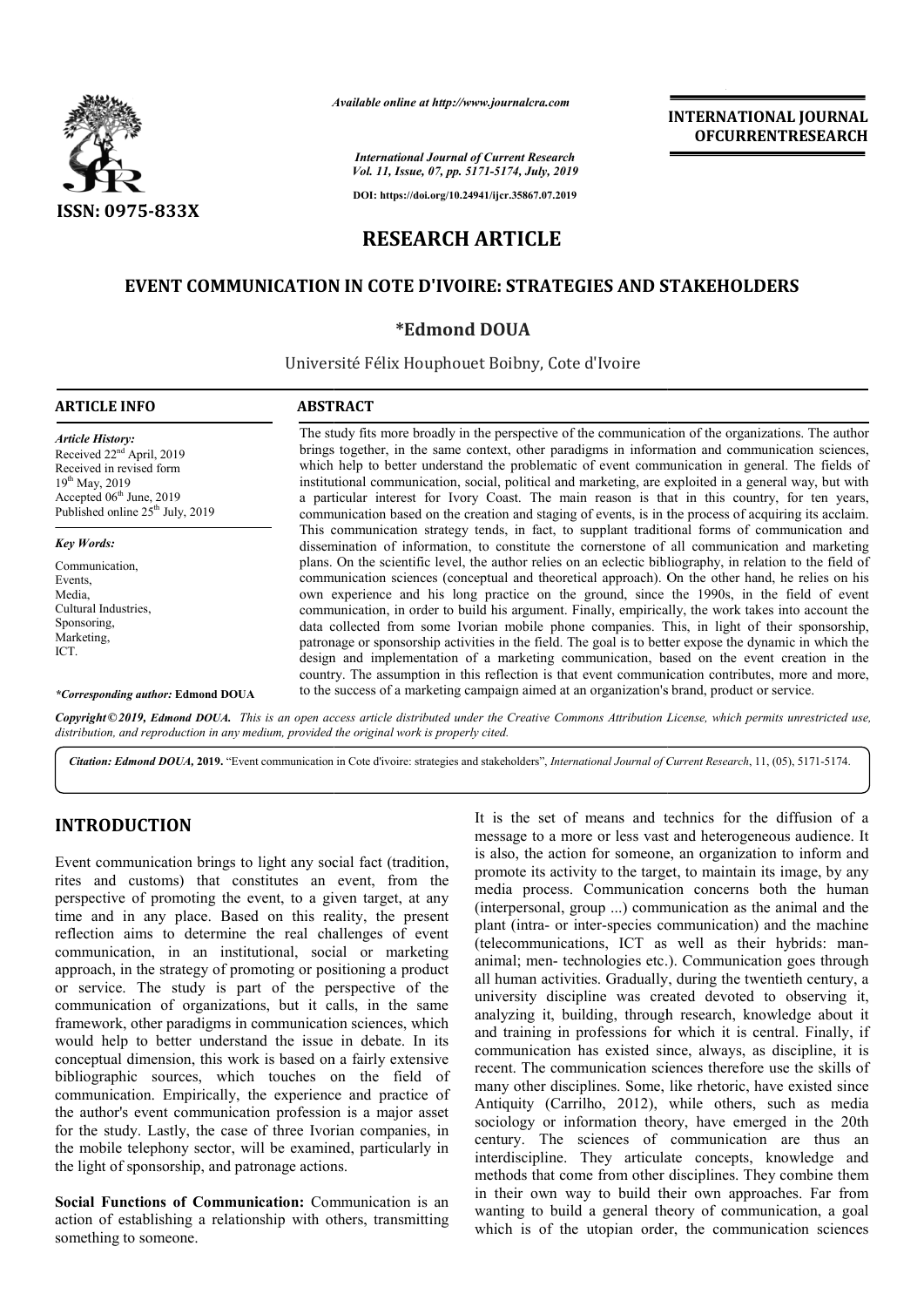# RESEARCH ARTICLE

## EVENT COMMUNICATION IN COTE D'IVOIRE: STRATEGIES AND STAKEHOLDERS

**\*Edmond DOUA**

Université Félix Houphouet Boibny, Cote d'Ivoire

**ARTICLE INFO**

*Article History:*
Received 22nd April, 2019
Received in revised form 19th May, 2019
Accepted 06th June, 2019
Published online 25th July, 2019

*Key Words:*
Communication, Events, Media, Cultural Industries, Sponsoring, Marketing, ICT.

*\*Corresponding author:* **Edmond DOUA**

**ABSTRACT**

The study fits more broadly in the perspective of the communication of the organizations. The author brings together, in the same context, other paradigms in information and communication sciences, which help to better understand the problematic of event communication in general. The fields of institutional communication, social, political and marketing, are exploited in a general way, but with a particular interest for Ivory Coast. The main reason is that in this country, for ten years, communication based on the creation and staging of events, is in the process of acquiring its acclaim. This communication strategy tends, in fact, to supplant traditional forms of communication and dissemination of information, to constitute the cornerstone of all communication and marketing plans. On the scientific level, the author relies on an eclectic bibliography, in relation to the field of communication sciences (conceptual and theoretical approach). On the other hand, he relies on his own experience and his long practice on the ground, since the 1990s, in the field of event communication, in order to build his argument. Finally, empirically, the work takes into account the data collected from some Ivorian mobile phone companies. This, in light of their sponsorship, patronage or sponsorship activities in the field. The goal is to better expose the dynamic in which the design and implementation of a marketing communication, based on the event creation in the country. The assumption in this reflection is that event communication contributes, more and more, to the success of a marketing campaign aimed at an organization's brand, product or service.

*Copyright © 2019, Edmond DOUA. This is an open access article distributed under the Creative Commons Attribution License, which permits unrestricted use, distribution, and reproduction in any medium, provided the original work is properly cited.*

**Citation: *Edmond DOUA,* 2019.** "Event communication in Cote d'ivoire: strategies and stakeholders", *International Journal of Current Research*, 11, (05), 5171-5174.

## INTRODUCTION

Event communication brings to light any social fact (tradition, rites and customs) that constitutes an event, from the perspective of promoting the event, to a given target, at any time and in any place. Based on this reality, the present reflection aims to determine the real challenges of event communication, in an institutional, social or marketing approach, in the strategy of promoting or positioning a product or service. The study is part of the perspective of the communication of organizations, but it calls, in the same framework, other paradigms in communication sciences, which would help to better understand the issue in debate. In its conceptual dimension, this work is based on a fairly extensive bibliographic sources, which touches on the field of communication. Empirically, the experience and practice of the author's event communication profession is a major asset for the study. Lastly, the case of three Ivorian companies, in the mobile telephony sector, will be examined, particularly in the light of sponsorship, and patronage actions.

**Social Functions of Communication:** Communication is an action of establishing a relationship with others, transmitting something to someone. It is the set of means and technics for the diffusion of a message to a more or less vast and heterogeneous audience. It is also, the action for someone, an organization to inform and promote its activity to the target, to maintain its image, by any media process. Communication concerns both the human (interpersonal, group ...) communication as the animal and the plant (intra- or inter-species communication) and the machine (telecommunications, ICT as well as their hybrids: man-animal; men- technologies etc.). Communication goes through all human activities. Gradually, during the twentieth century, a university discipline was created devoted to observing it, analyzing it, building, through research, knowledge about it and training in professions for which it is central. Finally, if communication has existed since, always, as discipline, it is recent. The communication sciences therefore use the skills of many other disciplines. Some, like rhetoric, have existed since Antiquity (Carrilho, 2012), while others, such as media sociology or information theory, have emerged in the 20th century. The sciences of communication are thus an interdiscipline. They articulate concepts, knowledge and methods that come from other disciplines. They combine them in their own way to build their own approaches. Far from wanting to build a general theory of communication, a goal which is of the utopian order, the communication sciences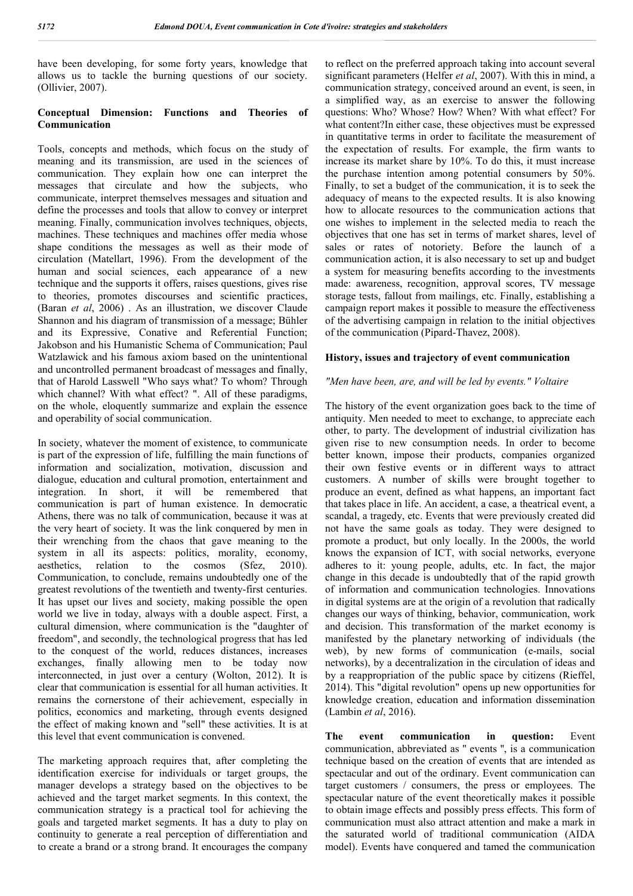have been developing, for some forty years, knowledge that allows us to tackle the burning questions of our society. (Ollivier, 2007).

**Conceptual Dimension: Functions and Theories of Communication**

Tools, concepts and methods, which focus on the study of meaning and its transmission, are used in the sciences of communication. They explain how one can interpret the messages that circulate and how the subjects, who communicate, interpret themselves messages and situation and define the processes and tools that allow to convey or interpret meaning. Finally, communication involves techniques, objects, machines. These techniques and machines offer media whose shape conditions the messages as well as their mode of circulation (Matellart, 1996). From the development of the human and social sciences, each appearance of a new technique and the supports it offers, raises questions, gives rise to theories, promotes discourses and scientific practices, (Baran *et al*, 2006) . As an illustration, we discover Claude Shannon and his diagram of transmission of a message; Bühler and its Expressive, Conative and Referential Function; Jakobson and his Humanistic Schema of Communication; Paul Watzlawick and his famous axiom based on the unintentional and uncontrolled permanent broadcast of messages and finally, that of Harold Lasswell "Who says what? To whom? Through which channel? With what effect? ". All of these paradigms, on the whole, eloquently summarize and explain the essence and operability of social communication.

In society, whatever the moment of existence, to communicate is part of the expression of life, fulfilling the main functions of information and socialization, motivation, discussion and dialogue, education and cultural promotion, entertainment and integration. In short, it will be remembered that communication is part of human existence. In democratic Athens, there was no talk of communication, because it was at the very heart of society. It was the link conquered by men in their wrenching from the chaos that gave meaning to the system in all its aspects: politics, morality, economy, aesthetics, relation to the cosmos (Sfez, 2010). Communication, to conclude, remains undoubtedly one of the greatest revolutions of the twentieth and twenty-first centuries. It has upset our lives and society, making possible the open world we live in today, always with a double aspect. First, a cultural dimension, where communication is the "daughter of freedom", and secondly, the technological progress that has led to the conquest of the world, reduces distances, increases exchanges, finally allowing men to be today now interconnected, in just over a century (Wolton, 2012). It is clear that communication is essential for all human activities. It remains the cornerstone of their achievement, especially in politics, economics and marketing, through events designed the effect of making known and "sell" these activities. It is at this level that event communication is convened.

The marketing approach requires that, after completing the identification exercise for individuals or target groups, the manager develops a strategy based on the objectives to be achieved and the target market segments. In this context, the communication strategy is a practical tool for achieving the goals and targeted market segments. It has a duty to play on continuity to generate a real perception of differentiation and to create a brand or a strong brand. It encourages the company to reflect on the preferred approach taking into account several significant parameters (Helfer *et al*, 2007). With this in mind, a communication strategy, conceived around an event, is seen, in a simplified way, as an exercise to answer the following questions: Who? Whose? How? When? With what effect? For what content?In either case, these objectives must be expressed in quantitative terms in order to facilitate the measurement of the expectation of results. For example, the firm wants to increase its market share by 10%. To do this, it must increase the purchase intention among potential consumers by 50%. Finally, to set a budget of the communication, it is to seek the adequacy of means to the expected results. It is also knowing how to allocate resources to the communication actions that one wishes to implement in the selected media to reach the objectives that one has set in terms of market shares, level of sales or rates of notoriety. Before the launch of a communication action, it is also necessary to set up and budget a system for measuring benefits according to the investments made: awareness, recognition, approval scores, TV message storage tests, fallout from mailings, etc. Finally, establishing a campaign report makes it possible to measure the effectiveness of the advertising campaign in relation to the initial objectives of the communication (Pipard-Thavez, 2008).

**History, issues and trajectory of event communication**

*"Men have been, are, and will be led by events." Voltaire*

The history of the event organization goes back to the time of antiquity. Men needed to meet to exchange, to appreciate each other, to party. The development of industrial civilization has given rise to new consumption needs. In order to become better known, impose their products, companies organized their own festive events or in different ways to attract customers. A number of skills were brought together to produce an event, defined as what happens, an important fact that takes place in life. An accident, a case, a theatrical event, a scandal, a tragedy, etc. Events that were previously created did not have the same goals as today. They were designed to promote a product, but only locally. In the 2000s, the world knows the expansion of ICT, with social networks, everyone adheres to it: young people, adults, etc. In fact, the major change in this decade is undoubtedly that of the rapid growth of information and communication technologies. Innovations in digital systems are at the origin of a revolution that radically changes our ways of thinking, behavior, communication, work and decision. This transformation of the market economy is manifested by the planetary networking of individuals (the web), by new forms of communication (e-mails, social networks), by a decentralization in the circulation of ideas and by a reappropriation of the public space by citizens (Rieffel, 2014). This "digital revolution" opens up new opportunities for knowledge creation, education and information dissemination (Lambin *et al*, 2016).

**The event communication in question:** Event communication, abbreviated as " events ", is a communication technique based on the creation of events that are intended as spectacular and out of the ordinary. Event communication can target customers / consumers, the press or employees. The spectacular nature of the event theoretically makes it possible to obtain image effects and possibly press effects. This form of communication must also attract attention and make a mark in the saturated world of traditional communication (AIDA model). Events have conquered and tamed the communication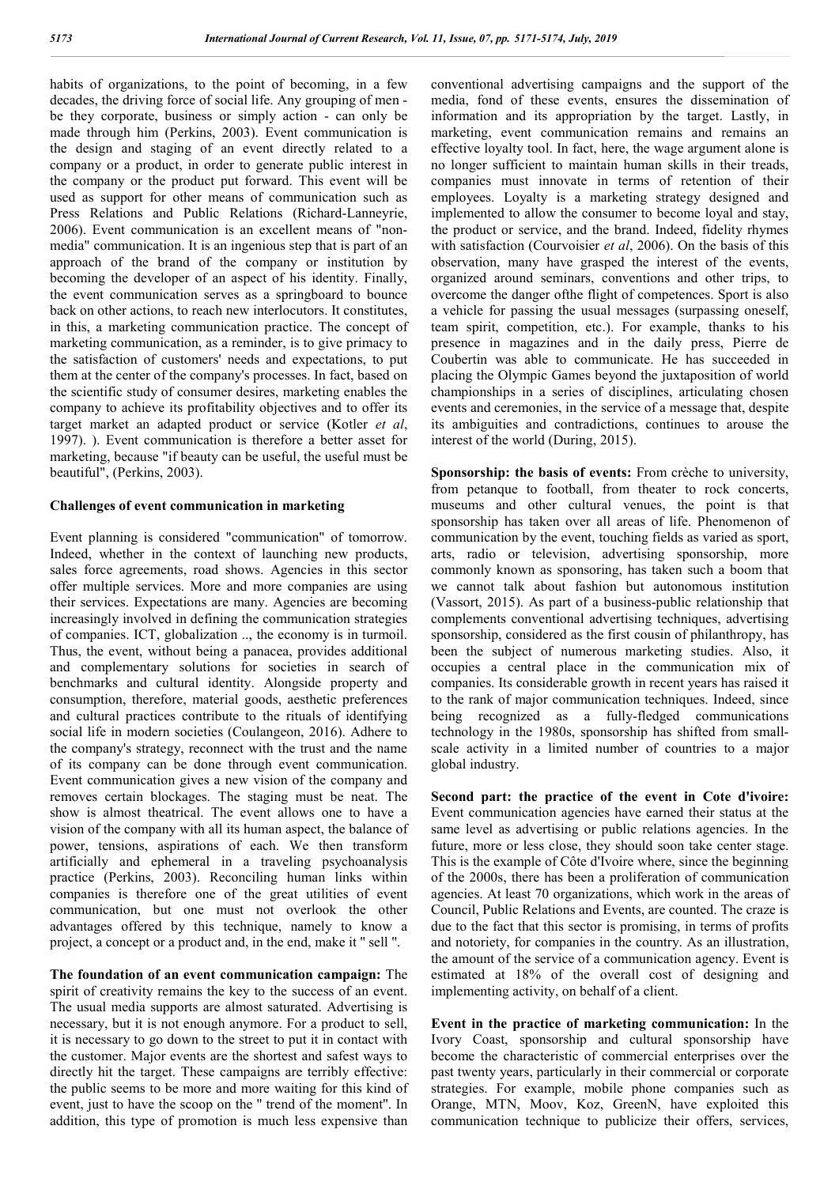habits of organizations, to the point of becoming, in a few decades, the driving force of social life. Any grouping of men - be they corporate, business or simply action - can only be made through him (Perkins, 2003). Event communication is the design and staging of an event directly related to a company or a product, in order to generate public interest in the company or the product put forward. This event will be used as support for other means of communication such as Press Relations and Public Relations (Richard-Lanneyrie, 2006). Event communication is an excellent means of "non-media" communication. It is an ingenious step that is part of an approach of the brand of the company or institution by becoming the developer of an aspect of his identity. Finally, the event communication serves as a springboard to bounce back on other actions, to reach new interlocutors. It constitutes, in this, a marketing communication practice. The concept of marketing communication, as a reminder, is to give primacy to the satisfaction of customers' needs and expectations, to put them at the center of the company's processes. In fact, based on the scientific study of consumer desires, marketing enables the company to achieve its profitability objectives and to offer its target market an adapted product or service (Kotler *et al*, 1997). ). Event communication is therefore a better asset for marketing, because "if beauty can be useful, the useful must be beautiful", (Perkins, 2003).

### Challenges of event communication in marketing

Event planning is considered "communication" of tomorrow. Indeed, whether in the context of launching new products, sales force agreements, road shows. Agencies in this sector offer multiple services. More and more companies are using their services. Expectations are many. Agencies are becoming increasingly involved in defining the communication strategies of companies. ICT, globalization .., the economy is in turmoil. Thus, the event, without being a panacea, provides additional and complementary solutions for societies in search of benchmarks and cultural identity. Alongside property and consumption, therefore, material goods, aesthetic preferences and cultural practices contribute to the rituals of identifying social life in modern societies (Coulangeon, 2016). Adhere to the company's strategy, reconnect with the trust and the name of its company can be done through event communication. Event communication gives a new vision of the company and removes certain blockages. The staging must be neat. The show is almost theatrical. The event allows one to have a vision of the company with all its human aspect, the balance of power, tensions, aspirations of each. We then transform artificially and ephemeral in a traveling psychoanalysis practice (Perkins, 2003). Reconciling human links within companies is therefore one of the great utilities of event communication, but one must not overlook the other advantages offered by this technique, namely to know a project, a concept or a product and, in the end, make it " sell ".

**The foundation of an event communication campaign:** The spirit of creativity remains the key to the success of an event. The usual media supports are almost saturated. Advertising is necessary, but it is not enough anymore. For a product to sell, it is necessary to go down to the street to put it in contact with the customer. Major events are the shortest and safest ways to directly hit the target. These campaigns are terribly effective: the public seems to be more and more waiting for this kind of event, just to have the scoop on the " trend of the moment". In addition, this type of promotion is much less expensive than conventional advertising campaigns and the support of the media, fond of these events, ensures the dissemination of information and its appropriation by the target. Lastly, in marketing, event communication remains and remains an effective loyalty tool. In fact, here, the wage argument alone is no longer sufficient to maintain human skills in their treads, companies must innovate in terms of retention of their employees. Loyalty is a marketing strategy designed and implemented to allow the consumer to become loyal and stay, the product or service, and the brand. Indeed, fidelity rhymes with satisfaction (Courvoisier *et al*, 2006). On the basis of this observation, many have grasped the interest of the events, organized around seminars, conventions and other trips, to overcome the danger ofthe flight of competences. Sport is also a vehicle for passing the usual messages (surpassing oneself, team spirit, competition, etc.). For example, thanks to his presence in magazines and in the daily press, Pierre de Coubertin was able to communicate. He has succeeded in placing the Olympic Games beyond the juxtaposition of world championships in a series of disciplines, articulating chosen events and ceremonies, in the service of a message that, despite its ambiguities and contradictions, continues to arouse the interest of the world (During, 2015).

**Sponsorship: the basis of events:** From crèche to university, from petanque to football, from theater to rock concerts, museums and other cultural venues, the point is that sponsorship has taken over all areas of life. Phenomenon of communication by the event, touching fields as varied as sport, arts, radio or television, advertising sponsorship, more commonly known as sponsoring, has taken such a boom that we cannot talk about fashion but autonomous institution (Vassort, 2015). As part of a business-public relationship that complements conventional advertising techniques, advertising sponsorship, considered as the first cousin of philanthropy, has been the subject of numerous marketing studies. Also, it occupies a central place in the communication mix of companies. Its considerable growth in recent years has raised it to the rank of major communication techniques. Indeed, since being recognized as a fully-fledged communications technology in the 1980s, sponsorship has shifted from small-scale activity in a limited number of countries to a major global industry.

**Second part: the practice of the event in Cote d'ivoire:** Event communication agencies have earned their status at the same level as advertising or public relations agencies. In the future, more or less close, they should soon take center stage. This is the example of Côte d'Ivoire where, since the beginning of the 2000s, there has been a proliferation of communication agencies. At least 70 organizations, which work in the areas of Council, Public Relations and Events, are counted. The craze is due to the fact that this sector is promising, in terms of profits and notoriety, for companies in the country. As an illustration, the amount of the service of a communication agency. Event is estimated at 18% of the overall cost of designing and implementing activity, on behalf of a client.

**Event in the practice of marketing communication:** In the Ivory Coast, sponsorship and cultural sponsorship have become the characteristic of commercial enterprises over the past twenty years, particularly in their commercial or corporate strategies. For example, mobile phone companies such as Orange, MTN, Moov, Koz, GreenN, have exploited this communication technique to publicize their offers, services,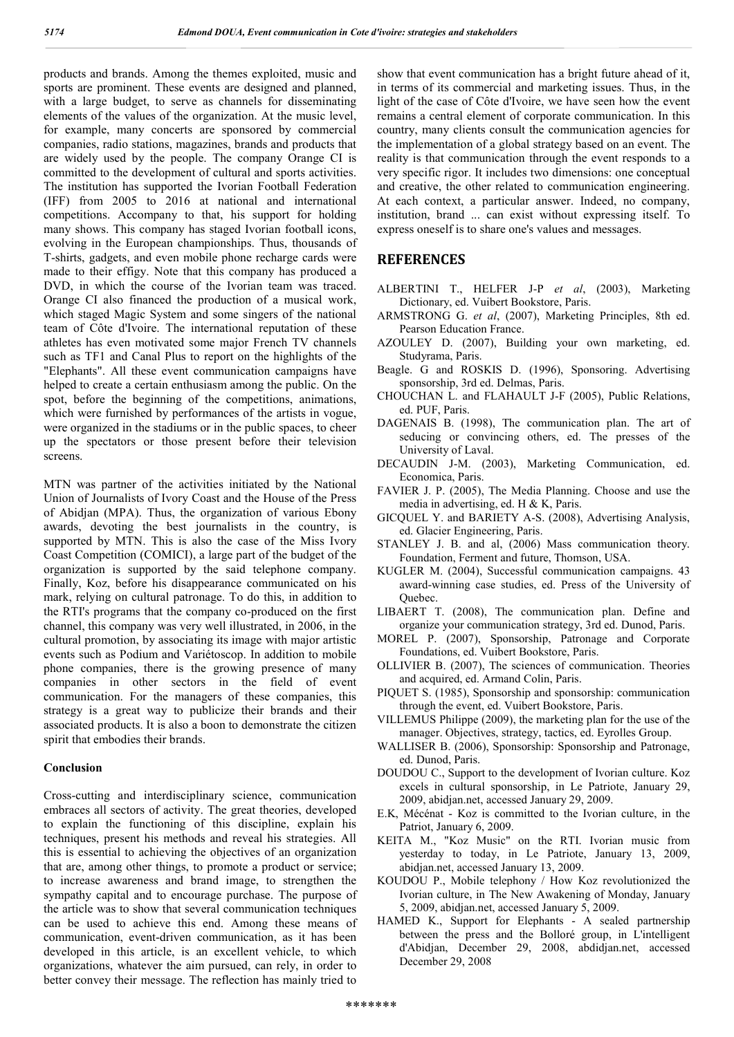products and brands. Among the themes exploited, music and sports are prominent. These events are designed and planned, with a large budget, to serve as channels for disseminating elements of the values of the organization. At the music level, for example, many concerts are sponsored by commercial companies, radio stations, magazines, brands and products that are widely used by the people. The company Orange CI is committed to the development of cultural and sports activities. The institution has supported the Ivorian Football Federation (IFF) from 2005 to 2016 at national and international competitions. Accompany to that, his support for holding many shows. This company has staged Ivorian football icons, evolving in the European championships. Thus, thousands of T-shirts, gadgets, and even mobile phone recharge cards were made to their effigy. Note that this company has produced a DVD, in which the course of the Ivorian team was traced. Orange CI also financed the production of a musical work, which staged Magic System and some singers of the national team of Côte d'Ivoire. The international reputation of these athletes has even motivated some major French TV channels such as TF1 and Canal Plus to report on the highlights of the "Elephants". All these event communication campaigns have helped to create a certain enthusiasm among the public. On the spot, before the beginning of the competitions, animations, which were furnished by performances of the artists in vogue, were organized in the stadiums or in the public spaces, to cheer up the spectators or those present before their television screens.

MTN was partner of the activities initiated by the National Union of Journalists of Ivory Coast and the House of the Press of Abidjan (MPA). Thus, the organization of various Ebony awards, devoting the best journalists in the country, is supported by MTN. This is also the case of the Miss Ivory Coast Competition (COMICI), a large part of the budget of the organization is supported by the said telephone company. Finally, Koz, before his disappearance communicated on his mark, relying on cultural patronage. To do this, in addition to the RTI's programs that the company co-produced on the first channel, this company was very well illustrated, in 2006, in the cultural promotion, by associating its image with major artistic events such as Podium and Variétoscop. In addition to mobile phone companies, there is the growing presence of many companies in other sectors in the field of event communication. For the managers of these companies, this strategy is a great way to publicize their brands and their associated products. It is also a boon to demonstrate the citizen spirit that embodies their brands.

### Conclusion

Cross-cutting and interdisciplinary science, communication embraces all sectors of activity. The great theories, developed to explain the functioning of this discipline, explain his techniques, present his methods and reveal his strategies. All this is essential to achieving the objectives of an organization that are, among other things, to promote a product or service; to increase awareness and brand image, to strengthen the sympathy capital and to encourage purchase. The purpose of the article was to show that several communication techniques can be used to achieve this end. Among these means of communication, event-driven communication, as it has been developed in this article, is an excellent vehicle, to which organizations, whatever the aim pursued, can rely, in order to better convey their message. The reflection has mainly tried to show that event communication has a bright future ahead of it, in terms of its commercial and marketing issues. Thus, in the light of the case of Côte d'Ivoire, we have seen how the event remains a central element of corporate communication. In this country, many clients consult the communication agencies for the implementation of a global strategy based on an event. The reality is that communication through the event responds to a very specific rigor. It includes two dimensions: one conceptual and creative, the other related to communication engineering. At each context, a particular answer. Indeed, no company, institution, brand ... can exist without expressing itself. To express oneself is to share one's values and messages.

## REFERENCES

ALBERTINI T., HELFER J-P *et al*, (2003), Marketing Dictionary, ed. Vuibert Bookstore, Paris.

ARMSTRONG G. *et al*, (2007), Marketing Principles, 8th ed. Pearson Education France.

AZOULEY D. (2007), Building your own marketing, ed. Studyrama, Paris.

Beagle. G and ROSKIS D. (1996), Sponsoring. Advertising sponsorship, 3rd ed. Delmas, Paris.

CHOUCHAN L. and FLAHAULT J-F (2005), Public Relations, ed. PUF, Paris.

DAGENAIS B. (1998), The communication plan. The art of seducing or convincing others, ed. The presses of the University of Laval.

DECAUDIN J-M. (2003), Marketing Communication, ed. Economica, Paris.

FAVIER J. P. (2005), The Media Planning. Choose and use the media in advertising, ed. H & K, Paris.

GICQUEL Y. and BARIETY A-S. (2008), Advertising Analysis, ed. Glacier Engineering, Paris.

STANLEY J. B. and al, (2006) Mass communication theory. Foundation, Ferment and future, Thomson, USA.

KUGLER M. (2004), Successful communication campaigns. 43 award-winning case studies, ed. Press of the University of Quebec.

LIBAERT T. (2008), The communication plan. Define and organize your communication strategy, 3rd ed. Dunod, Paris.

MOREL P. (2007), Sponsorship, Patronage and Corporate Foundations, ed. Vuibert Bookstore, Paris.

OLLIVIER B. (2007), The sciences of communication. Theories and acquired, ed. Armand Colin, Paris.

PIQUET S. (1985), Sponsorship and sponsorship: communication through the event, ed. Vuibert Bookstore, Paris.

VILLEMUS Philippe (2009), the marketing plan for the use of the manager. Objectives, strategy, tactics, ed. Eyrolles Group.

WALLISER B. (2006), Sponsorship: Sponsorship and Patronage, ed. Dunod, Paris.

DOUDOU C., Support to the development of Ivorian culture. Koz excels in cultural sponsorship, in Le Patriote, January 29, 2009, abidjan.net, accessed January 29, 2009.

E.K, Mécénat - Koz is committed to the Ivorian culture, in the Patriot, January 6, 2009.

KEITA M., "Koz Music" on the RTI. Ivorian music from yesterday to today, in Le Patriote, January 13, 2009, abidjan.net, accessed January 13, 2009.

KOUDOU P., Mobile telephony / How Koz revolutionized the Ivorian culture, in The New Awakening of Monday, January 5, 2009, abidjan.net, accessed January 5, 2009.

HAMED K., Support for Elephants - A sealed partnership between the press and the Bolloré group, in L'intelligent d'Abidjan, December 29, 2008, abdidjan.net, accessed December 29, 2008

\*\*\*\*\*\*\*